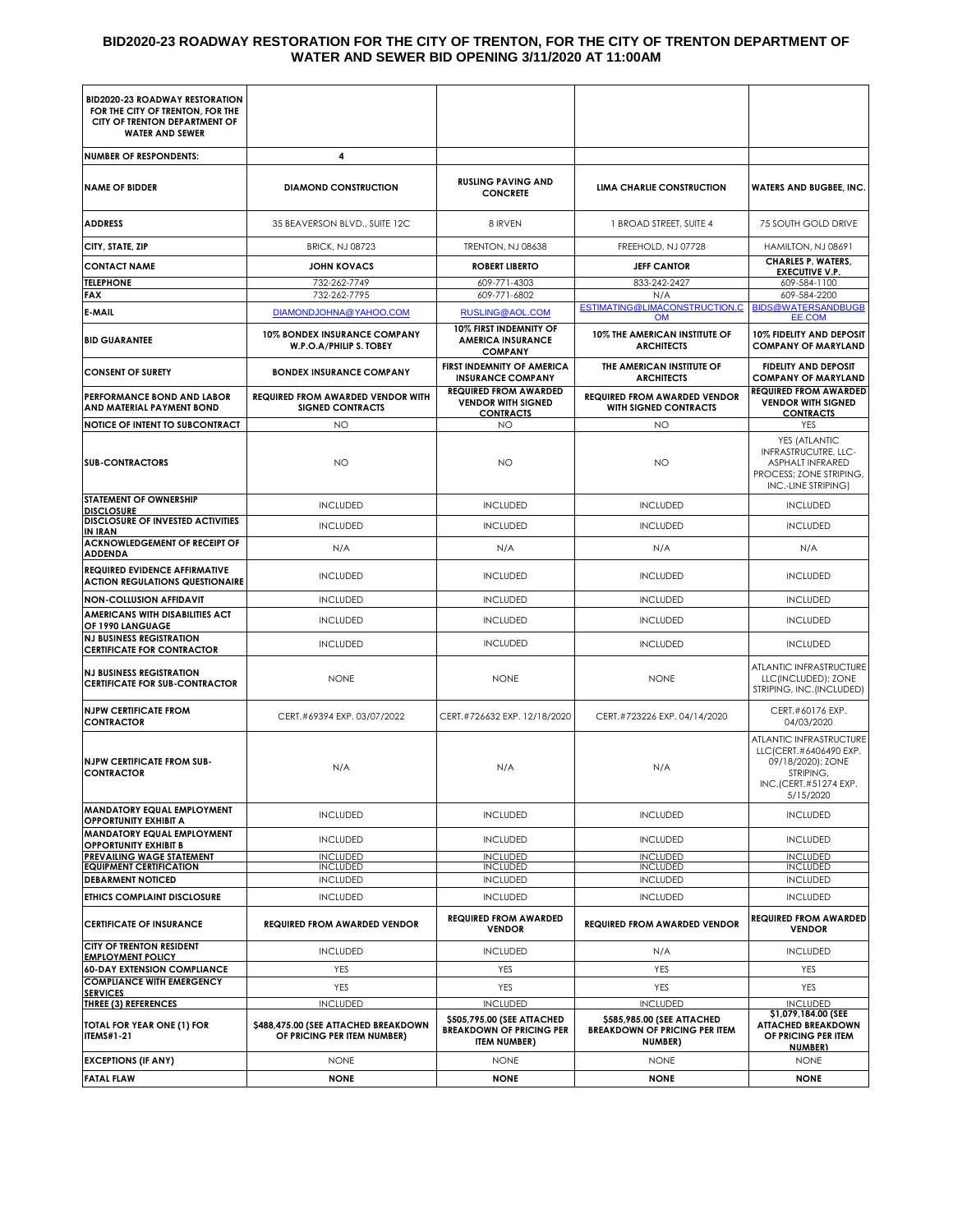# BID2020-23 ROADWAY RESTORATION FOR THE CITY OF TRENTON, FOR THE CITY OF TRENTON DEPARTMENT OF WATER AND SEWER BID OPENING 3/11/2020 AT 11:00AM

| BID2020-23 ROADWAY RESTORATION FOR THE CITY OF TRENTON, FOR THE CITY OF TRENTON DEPARTMENT OF WATER AND SEWER | | | | |
|---|---|---|---|---|
| **NUMBER OF RESPONDENTS:** | **4** | | | |
| **NAME OF BIDDER** | **DIAMOND CONSTRUCTION** | **RUSLING PAVING AND CONCRETE** | **LIMA CHARLIE CONSTRUCTION** | **WATERS AND BUGBEE, INC.** |
| **ADDRESS** | 35 BEAVERSON BLVD., SUITE 12C | 8 IRVEN | 1 BROAD STREET, SUITE 4 | 75 SOUTH GOLD DRIVE |
| **CITY, STATE, ZIP** | BRICK, NJ 08723 | TRENTON, NJ 08638 | FREEHOLD, NJ 07728 | HAMILTON, NJ 08691 |
| **CONTACT NAME** | **JOHN KOVACS** | **ROBERT LIBERTO** | **JEFF CANTOR** | **CHARLES P. WATERS, EXECUTIVE V.P.** |
| **TELEPHONE** | 732-262-7749 | 609-771-4303 | 833-242-2427 | 609-584-1100 |
| **FAX** | 732-262-7795 | 609-771-6802 | N/A | 609-584-2200 |
| **E-MAIL** | DIAMONDJOHNA@YAHOO.COM | RUSLING@AOL.COM | ESTIMATING@LIMACONSTRUCTION.COM | BIDS@WATERSANDBUGBEE.COM |
| **BID GUARANTEE** | **10% BONDEX INSURANCE COMPANY W.P.O.A/PHILIP S. TOBEY** | **10% FIRST INDEMNITY OF AMERICA INSURANCE COMPANY** | **10% THE AMERICAN INSTITUTE OF ARCHITECTS** | **10% FIDELITY AND DEPOSIT COMPANY OF MARYLAND** |
| **CONSENT OF SURETY** | **BONDEX INSURANCE COMPANY** | **FIRST INDEMNITY OF AMERICA INSURANCE COMPANY** | **THE AMERICAN INSTITUTE OF ARCHITECTS** | **FIDELITY AND DEPOSIT COMPANY OF MARYLAND** |
| **PERFORMANCE BOND AND LABOR AND MATERIAL PAYMENT BOND** | **REQUIRED FROM AWARDED VENDOR WITH SIGNED CONTRACTS** | **REQUIRED FROM AWARDED VENDOR WITH SIGNED CONTRACTS** | **REQUIRED FROM AWARDED VENDOR WITH SIGNED CONTRACTS** | **REQUIRED FROM AWARDED VENDOR WITH SIGNED CONTRACTS** |
| **NOTICE OF INTENT TO SUBCONTRACT** | NO | NO | NO | YES |
| **SUB-CONTRACTORS** | NO | NO | NO | YES (ATLANTIC INFRASTRUCUTRE, LLC-ASPHALT INFRARED PROCESS; ZONE STRIPING, INC.-LINE STRIPING) |
| **STATEMENT OF OWNERSHIP DISCLOSURE** | INCLUDED | INCLUDED | INCLUDED | INCLUDED |
| **DISCLOSURE OF INVESTED ACTIVITIES IN IRAN** | INCLUDED | INCLUDED | INCLUDED | INCLUDED |
| **ACKNOWLEDGEMENT OF RECEIPT OF ADDENDA** | N/A | N/A | N/A | N/A |
| **REQUIRED EVIDENCE AFFIRMATIVE ACTION REGULATIONS QUESTIONAIRE** | INCLUDED | INCLUDED | INCLUDED | INCLUDED |
| **NON-COLLUSION AFFIDAVIT** | INCLUDED | INCLUDED | INCLUDED | INCLUDED |
| **AMERICANS WITH DISABILITIES ACT OF 1990 LANGUAGE** | INCLUDED | INCLUDED | INCLUDED | INCLUDED |
| **NJ BUSINESS REGISTRATION CERTIFICATE FOR CONTRACTOR** | INCLUDED | INCLUDED | INCLUDED | INCLUDED |
| **NJ BUSINESS REGISTRATION CERTIFICATE FOR SUB-CONTRACTOR** | NONE | NONE | NONE | ATLANTIC INFRASTRUCTURE LLC(INCLUDED); ZONE STRIPING, INC.(INCLUDED) |
| **NJPW CERTIFICATE FROM CONTRACTOR** | CERT.#69394 EXP. 03/07/2022 | CERT.#726632 EXP. 12/18/2020 | CERT.#723226 EXP. 04/14/2020 | CERT.#60176 EXP. 04/03/2020 |
| **NJPW CERTIFICATE FROM SUB-CONTRACTOR** | N/A | N/A | N/A | ATLANTIC INFRASTRUCTURE LLC(CERT.#6406490 EXP. 09/18/2020); ZONE STRIPING, INC.(CERT.#51274 EXP. 5/15/2020 |
| **MANDATORY EQUAL EMPLOYMENT OPPORTUNITY EXHIBIT A** | INCLUDED | INCLUDED | INCLUDED | INCLUDED |
| **MANDATORY EQUAL EMPLOYMENT OPPORTUNITY EXHIBIT B** | INCLUDED | INCLUDED | INCLUDED | INCLUDED |
| **PREVAILING WAGE STATEMENT** | INCLUDED | INCLUDED | INCLUDED | INCLUDED |
| **EQUIPMENT CERTIFICATION** | INCLUDED | INCLUDED | INCLUDED | INCLUDED |
| **DEBARMENT NOTICED** | INCLUDED | INCLUDED | INCLUDED | INCLUDED |
| **ETHICS COMPLAINT DISCLOSURE** | INCLUDED | INCLUDED | INCLUDED | INCLUDED |
| **CERTIFICATE OF INSURANCE** | **REQUIRED FROM AWARDED VENDOR** | **REQUIRED FROM AWARDED VENDOR** | **REQUIRED FROM AWARDED VENDOR** | **REQUIRED FROM AWARDED VENDOR** |
| **CITY OF TRENTON RESIDENT EMPLOYMENT POLICY** | INCLUDED | INCLUDED | N/A | INCLUDED |
| **60-DAY EXTENSION COMPLIANCE** | YES | YES | YES | YES |
| **COMPLIANCE WITH EMERGENCY SERVICES** | YES | YES | YES | YES |
| **THREE (3) REFERENCES** | INCLUDED | INCLUDED | INCLUDED | INCLUDED |
| **TOTAL FOR YEAR ONE (1) FOR ITEMS#1-21** | **$488,475.00 (SEE ATTACHED BREAKDOWN OF PRICING PER ITEM NUMBER)** | **$505,795.00 (SEE ATTACHED BREAKDOWN OF PRICING PER ITEM NUMBER)** | **$585,985.00 (SEE ATTACHED BREAKDOWN OF PRICING PER ITEM NUMBER)** | **$1,079,184.00 (SEE ATTACHED BREAKDOWN OF PRICING PER ITEM NUMBER)** |
| **EXCEPTIONS (IF ANY)** | NONE | NONE | NONE | NONE |
| **FATAL FLAW** | **NONE** | **NONE** | **NONE** | **NONE** |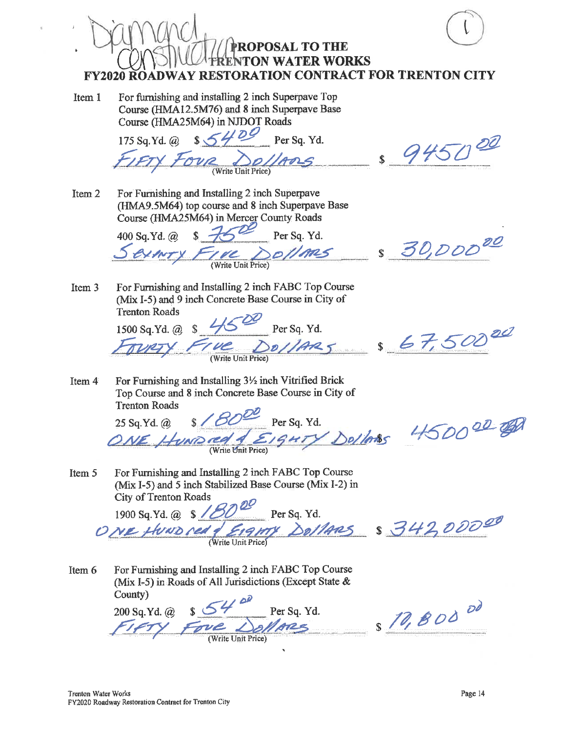Diamond Construction

(1)

# PROPOSAL TO THE TRENTON WATER WORKS

## FY2020 ROADWAY RESTORATION CONTRACT FOR TRENTON CITY

**Item 1** For furnishing and installing 2 inch Superpave Top Course (HMA12.5M76) and 8 inch Superpave Base Course (HMA25M64) in NJDOT Roads

175 Sq.Yd. @ $ 54.00 Per Sq. Yd.

FIFTY FOUR DOLLARS (Write Unit Price) $ 9450.00

**Item 2** For Furnishing and Installing 2 inch Superpave (HMA9.5M64) top course and 8 inch Superpave Base Course (HMA25M64) in Mercer County Roads

400 Sq.Yd. @ $ 75.00 Per Sq. Yd.

SEVENTY FIVE DOLLARS (Write Unit Price) $ 30,000.00

**Item 3** For Furnishing and Installing 2 inch FABC Top Course (Mix I-5) and 9 inch Concrete Base Course in City of Trenton Roads

1500 Sq.Yd. @ $ 45.00 Per Sq. Yd.

FOURTY FIVE DOLLARS (Write Unit Price) $ 67,500.00

**Item 4** For Furnishing and Installing 3½ inch Vitrified Brick Top Course and 8 inch Concrete Base Course in City of Trenton Roads

25 Sq.Yd. @ $ 180.00 Per Sq. Yd.

ONE HUNDRED & EIGHTY Dollars (Write Unit Price) 4500.00

**Item 5** For Furnishing and Installing 2 inch FABC Top Course (Mix I-5) and 5 inch Stabilized Base Course (Mix I-2) in City of Trenton Roads

1900 Sq.Yd. @ $ 180.00 Per Sq. Yd.

ONE HUNDRED & EIGHTY DOLLARS (Write Unit Price) $ 342,000.00

**Item 6** For Furnishing and Installing 2 inch FABC Top Course (Mix I-5) in Roads of All Jurisdictions (Except State & County)

200 Sq.Yd. @ $ 54.00 Per Sq. Yd.

FIFTY FOUR DOLLARS (Write Unit Price) $ 10,800.00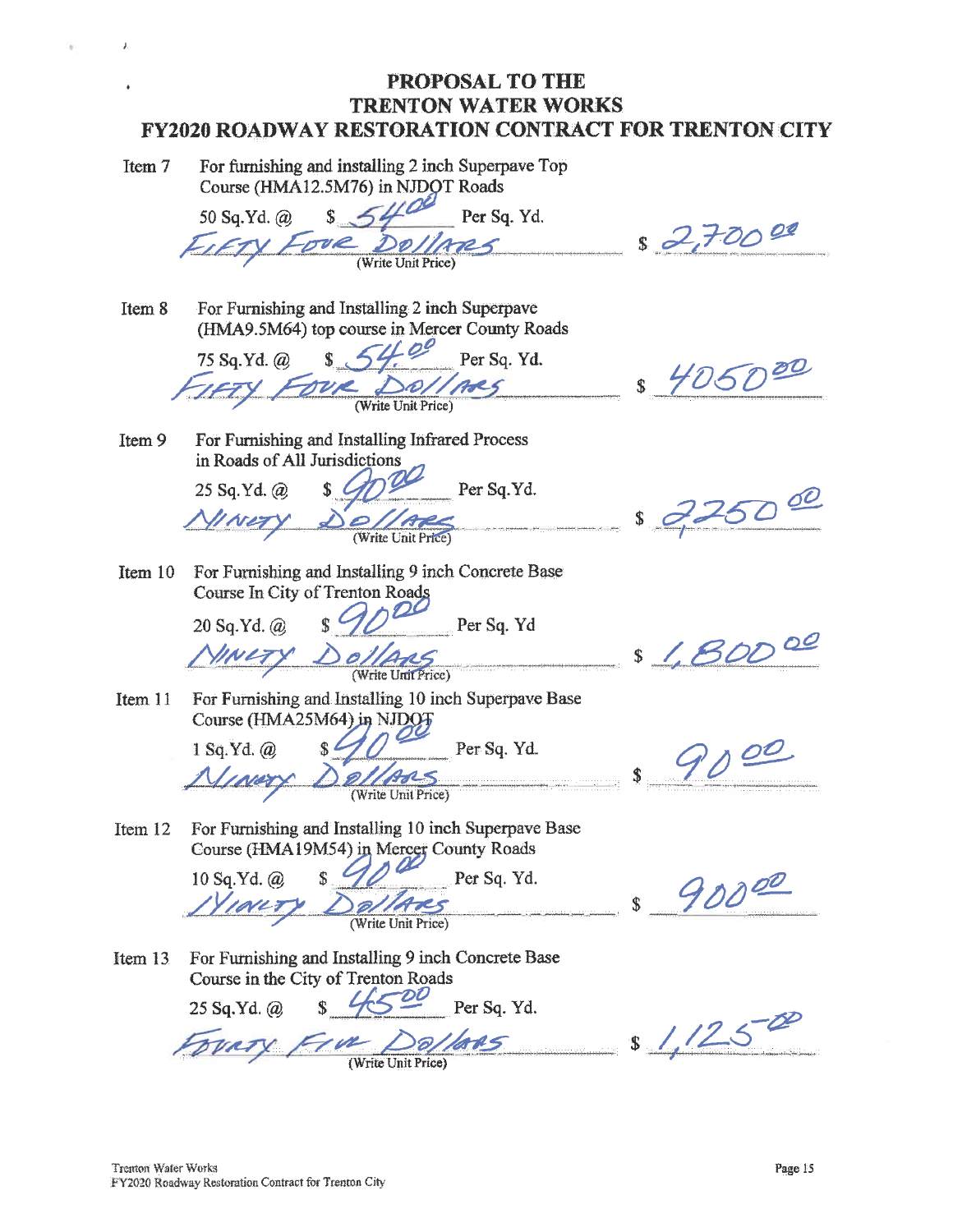# PROPOSAL TO THE TRENTON WATER WORKS FY2020 ROADWAY RESTORATION CONTRACT FOR TRENTON CITY

**Item 7** For furnishing and installing 2 inch Superpave Top Course (HMA12.5M76) in NJDOT Roads

50 Sq.Yd. @ $ 54.00 Per Sq. Yd.

FIFTY FOUR DOLLARS (Write Unit Price) $ 2,700.00

**Item 8** For Furnishing and Installing 2 inch Superpave (HMA9.5M64) top course in Mercer County Roads

75 Sq.Yd. @ $ 54.00 Per Sq. Yd.

FIFTY FOUR DOLLARS (Write Unit Price) $ 4050.00

**Item 9** For Furnishing and Installing Infrared Process in Roads of All Jurisdictions

25 Sq.Yd. @ $ 90.00 Per Sq.Yd.

NINETY DOLLARS (Write Unit Price) $ 2250.00

**Item 10** For Furnishing and Installing 9 inch Concrete Base Course In City of Trenton Roads

20 Sq.Yd. @ $ 90.00 Per Sq. Yd

NINETY DOLLARS (Write Unit Price) $ 1,800.00

**Item 11** For Furnishing and Installing 10 inch Superpave Base Course (HMA25M64) in NJDOT

1 Sq.Yd. @ $ 90.00 Per Sq. Yd.

NINETY DOLLARS (Write Unit Price) $ 90.00

**Item 12** For Furnishing and Installing 10 inch Superpave Base Course (HMA19M54) in Mercer County Roads

10 Sq.Yd. @ $ 90.00 Per Sq. Yd.

NINETY DOLLARS (Write Unit Price) $ 900.00

**Item 13** For Furnishing and Installing 9 inch Concrete Base Course in the City of Trenton Roads

25 Sq.Yd. @ $ 45.00 Per Sq. Yd.

FOURTY FIVE DOLLARS (Write Unit Price) $ 1,125.00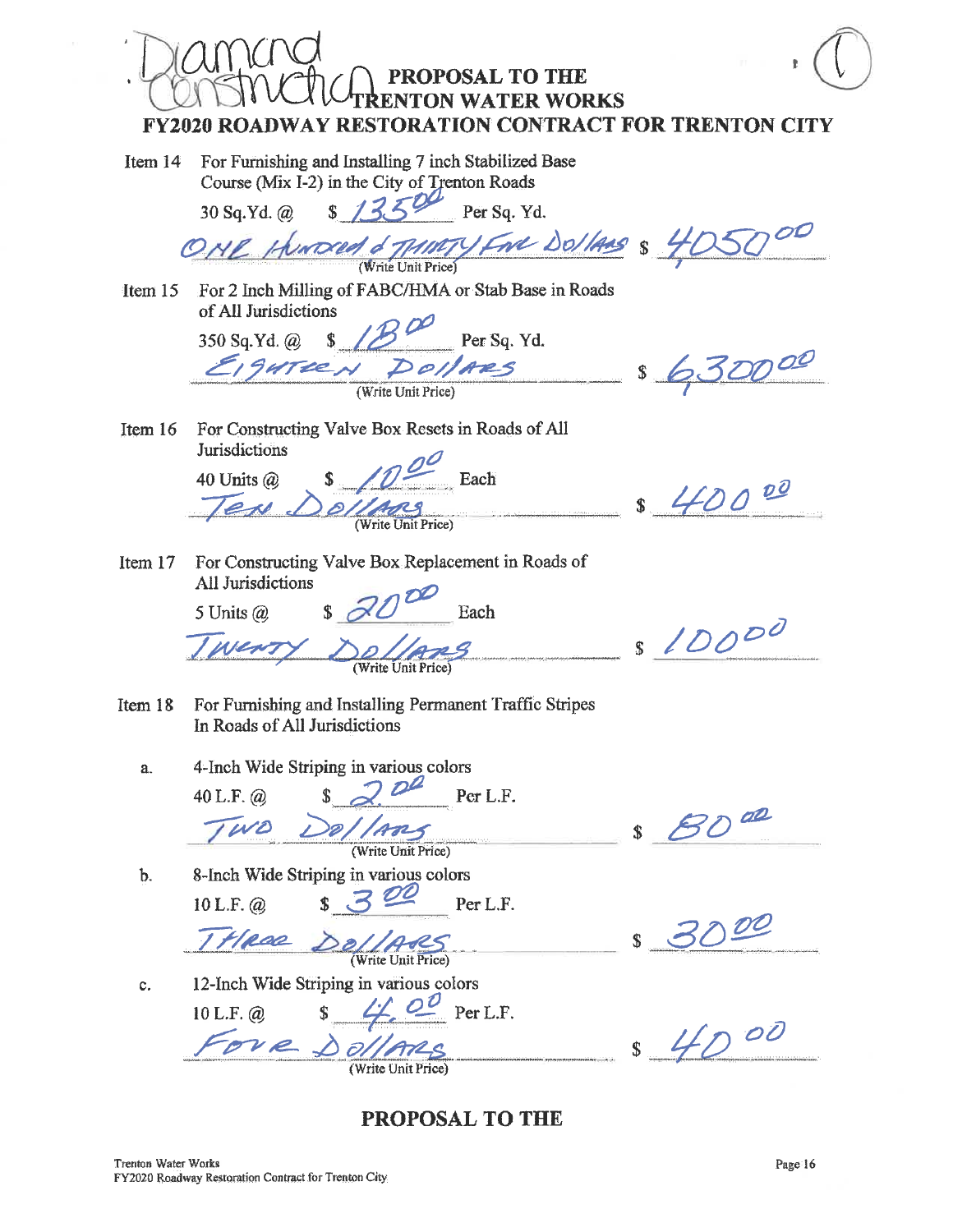Diamond Construction

(1)

# PROPOSAL TO THE TRENTON WATER WORKS

## FY2020 ROADWAY RESTORATION CONTRACT FOR TRENTON CITY

**Item 14** For Furnishing and Installing 7 inch Stabilized Base Course (Mix I-2) in the City of Trenton Roads

30 Sq.Yd. @ $ 135.00 Per Sq. Yd.

ONE HUNDRED & THIRTY FIVE DOLLARS (Write Unit Price) $ 4050.00

**Item 15** For 2 Inch Milling of FABC/HMA or Stab Base in Roads of All Jurisdictions

350 Sq.Yd. @ $ 18.00 Per Sq. Yd.

EIGHTEEN DOLLARS (Write Unit Price) $ 6300.00

**Item 16** For Constructing Valve Box Resets in Roads of All Jurisdictions

40 Units @ $ 10.00 Each

TEN DOLLARS (Write Unit Price) $ 400.00

**Item 17** For Constructing Valve Box Replacement in Roads of All Jurisdictions

5 Units @ $ 20.00 Each

TWENTY DOLLARS (Write Unit Price) $ 100.00

**Item 18** For Furnishing and Installing Permanent Traffic Stripes In Roads of All Jurisdictions

a. 4-Inch Wide Striping in various colors

40 L.F. @ $ 2.00 Per L.F.

TWO DOLLARS (Write Unit Price) $ 80.00

b. 8-Inch Wide Striping in various colors

10 L.F. @ $ 3.00 Per L.F.

THREE DOLLARS (Write Unit Price) $ 30.00

c. 12-Inch Wide Striping in various colors

10 L.F. @ $ 4.00 Per L.F.

FOUR DOLLARS (Write Unit Price) $ 40.00

**PROPOSAL TO THE**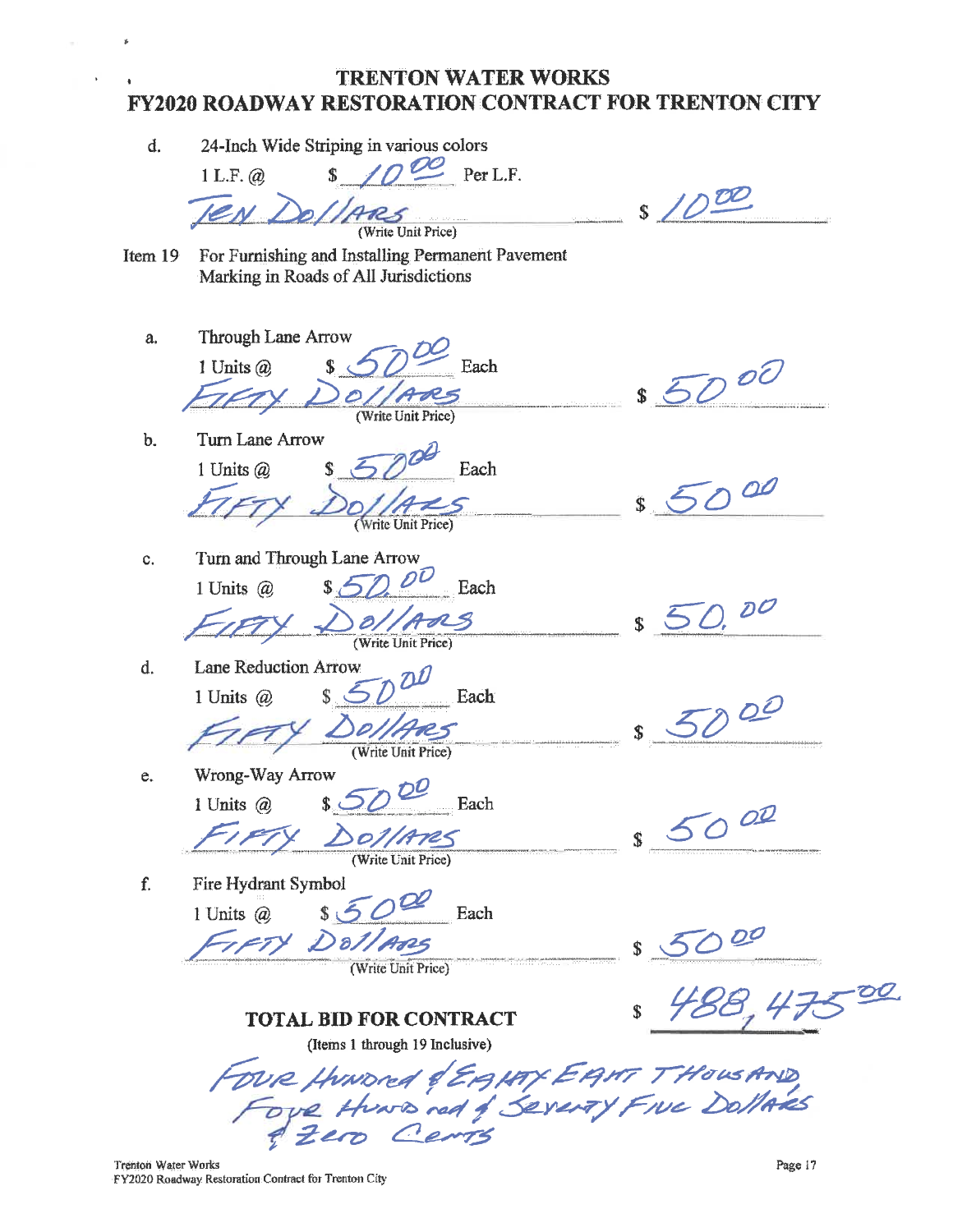# TRENTON WATER WORKS
# FY2020 ROADWAY RESTORATION CONTRACT FOR TRENTON CITY

d. 24-Inch Wide Striping in various colors

1 L.F. @ $ 10.00 Per L.F.

TEN DOLLARS (Write Unit Price) $ 10.00

Item 19 For Furnishing and Installing Permanent Pavement Marking in Roads of All Jurisdictions

a. Through Lane Arrow

1 Units @ $ 50.00 Each

FIFTY DOLLARS (Write Unit Price) $ 50.00

b. Turn Lane Arrow

1 Units @ $ 50.00 Each

FIFTY DOLLARS (Write Unit Price) $ 50.00

c. Turn and Through Lane Arrow

1 Units @ $ 50.00 Each

FIFTY DOLLARS (Write Unit Price) $ 50.00

d. Lane Reduction Arrow

1 Units @ $ 50.00 Each

FIFTY DOLLARS (Write Unit Price) $ 50.00

e. Wrong-Way Arrow

1 Units @ $ 50.00 Each

FIFTY DOLLARS (Write Unit Price) $ 50.00

f. Fire Hydrant Symbol

1 Units @ $ 50.00 Each

FIFTY DOLLARS (Write Unit Price) $ 50.00

**TOTAL BID FOR CONTRACT** $ 488,475.00

(Items 1 through 19 Inclusive)

FOUR HUNDRED & EIGHTY EIGHT THOUSAND FOUR HUNDRED & SEVENTY FIVE DOLLARS & ZERO CENTS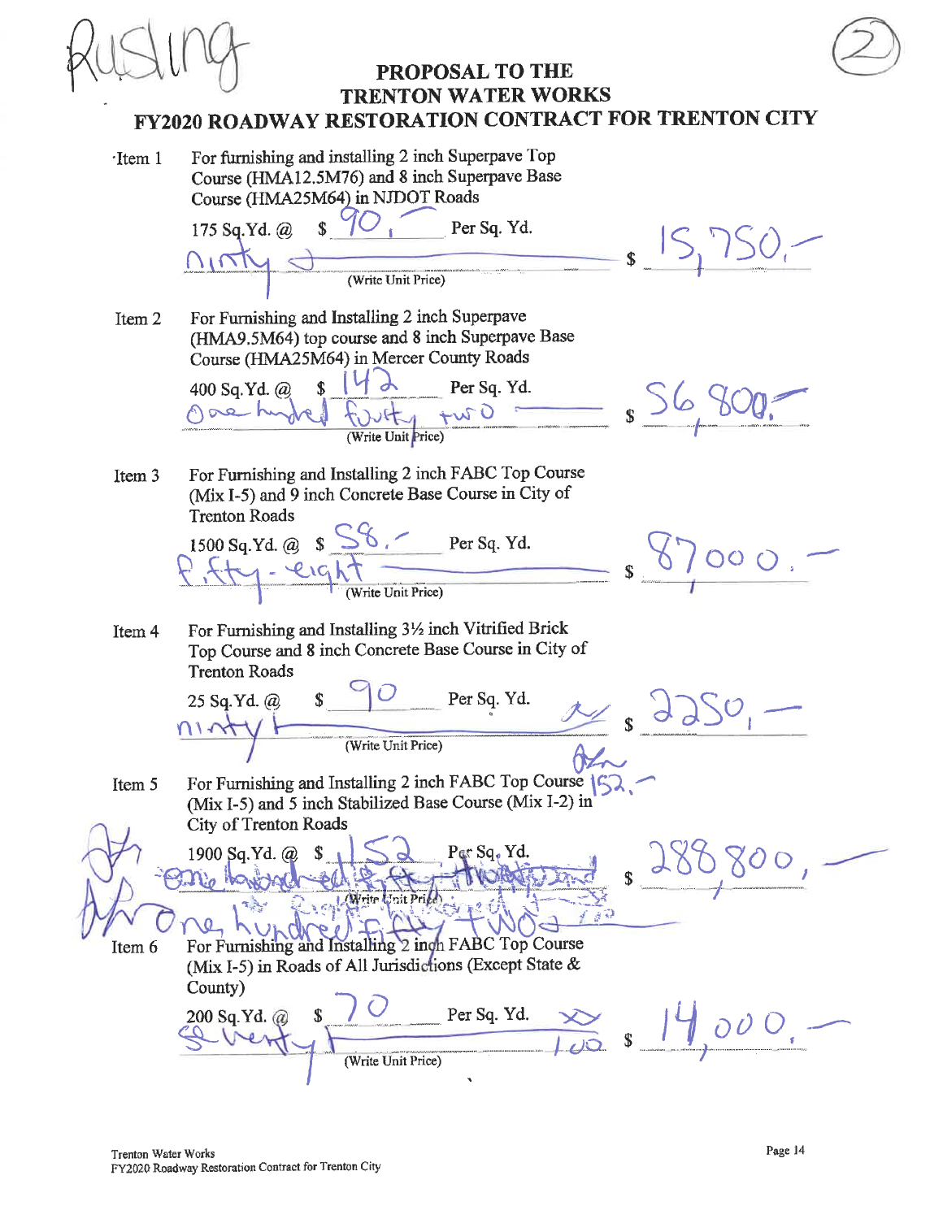Rusling

(2)

# PROPOSAL TO THE TRENTON WATER WORKS

## FY2020 ROADWAY RESTORATION CONTRACT FOR TRENTON CITY

**Item 1** For furnishing and installing 2 inch Superpave Top Course (HMA12.5M76) and 8 inch Superpave Base Course (HMA25M64) in NJDOT Roads

175 Sq.Yd. @ $ 90.— Per Sq. Yd.

ninty (Write Unit Price) $ 15,750.—

**Item 2** For Furnishing and Installing 2 inch Superpave (HMA9.5M64) top course and 8 inch Superpave Base Course (HMA25M64) in Mercer County Roads

400 Sq.Yd. @ $ 142 Per Sq. Yd.

One hundred forty two (Write Unit Price) $ 56,800.—

**Item 3** For Furnishing and Installing 2 inch FABC Top Course (Mix I-5) and 9 inch Concrete Base Course in City of Trenton Roads

1500 Sq.Yd. @ $ 58.— Per Sq. Yd.

fifty-eight (Write Unit Price) $ 87000.—

**Item 4** For Furnishing and Installing 3½ inch Vitrified Brick Top Course and 8 inch Concrete Base Course in City of Trenton Roads

25 Sq.Yd. @ $ 90 Per Sq. Yd.

ninty (Write Unit Price) $ 2250.—

**Item 5** For Furnishing and Installing 2 inch FABC Top Course (Mix I-5) and 5 inch Stabilized Base Course (Mix I-2) in City of Trenton Roads 152.—

1900 Sq.Yd. @ $ 152 Per Sq. Yd.

~~one hundred fifty two~~ (Write Unit Price) $ 288,800.—

One hundred fifty two

**Item 6** For Furnishing and Installing 2 inch FABC Top Course (Mix I-5) in Roads of All Jurisdictions (Except State & County)

200 Sq.Yd. @ $ 70 Per Sq. Yd.

seventy 100 (Write Unit Price) $ 14,000.—

Trenton Water Works
FY2020 Roadway Restoration Contract for Trenton City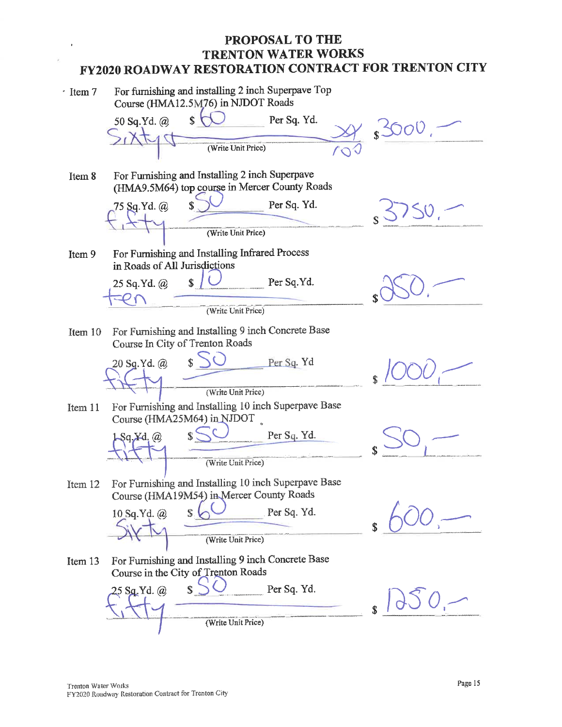# PROPOSAL TO THE TRENTON WATER WORKS FY2020 ROADWAY RESTORATION CONTRACT FOR TRENTON CITY

**Item 7** For furnishing and installing 2 inch Superpave Top Course (HMA12.5M76) in NJDOT Roads

50 Sq.Yd. @ $ 60 Per Sq. Yd.

Sixty xx/100 (Write Unit Price) $ 3000.—

**Item 8** For Furnishing and Installing 2 inch Superpave (HMA9.5M64) top course in Mercer County Roads

75 Sq.Yd. @ $ 50 Per Sq. Yd.

fifty (Write Unit Price) $ 3750.—

**Item 9** For Furnishing and Installing Infrared Process in Roads of All Jurisdictions

25 Sq.Yd. @ $ 10 Per Sq.Yd.

ten (Write Unit Price) $ 250.—

**Item 10** For Furnishing and Installing 9 inch Concrete Base Course In City of Trenton Roads

20 Sq.Yd. @ $ 50 Per Sq. Yd

fifty (Write Unit Price) $ 1000.—

**Item 11** For Furnishing and Installing 10 inch Superpave Base Course (HMA25M64) in NJDOT

1 Sq.Yd. @ $ 50 Per Sq. Yd.

fifty (Write Unit Price) $ 50.—

**Item 12** For Furnishing and Installing 10 inch Superpave Base Course (HMA19M54) in Mercer County Roads

10 Sq.Yd. @ $ 60 Per Sq. Yd.

Sixty (Write Unit Price) $ 600.—

**Item 13** For Furnishing and Installing 9 inch Concrete Base Course in the City of Trenton Roads

25 Sq.Yd. @ $ 50 Per Sq. Yd.

fifty (Write Unit Price) $ 1250.—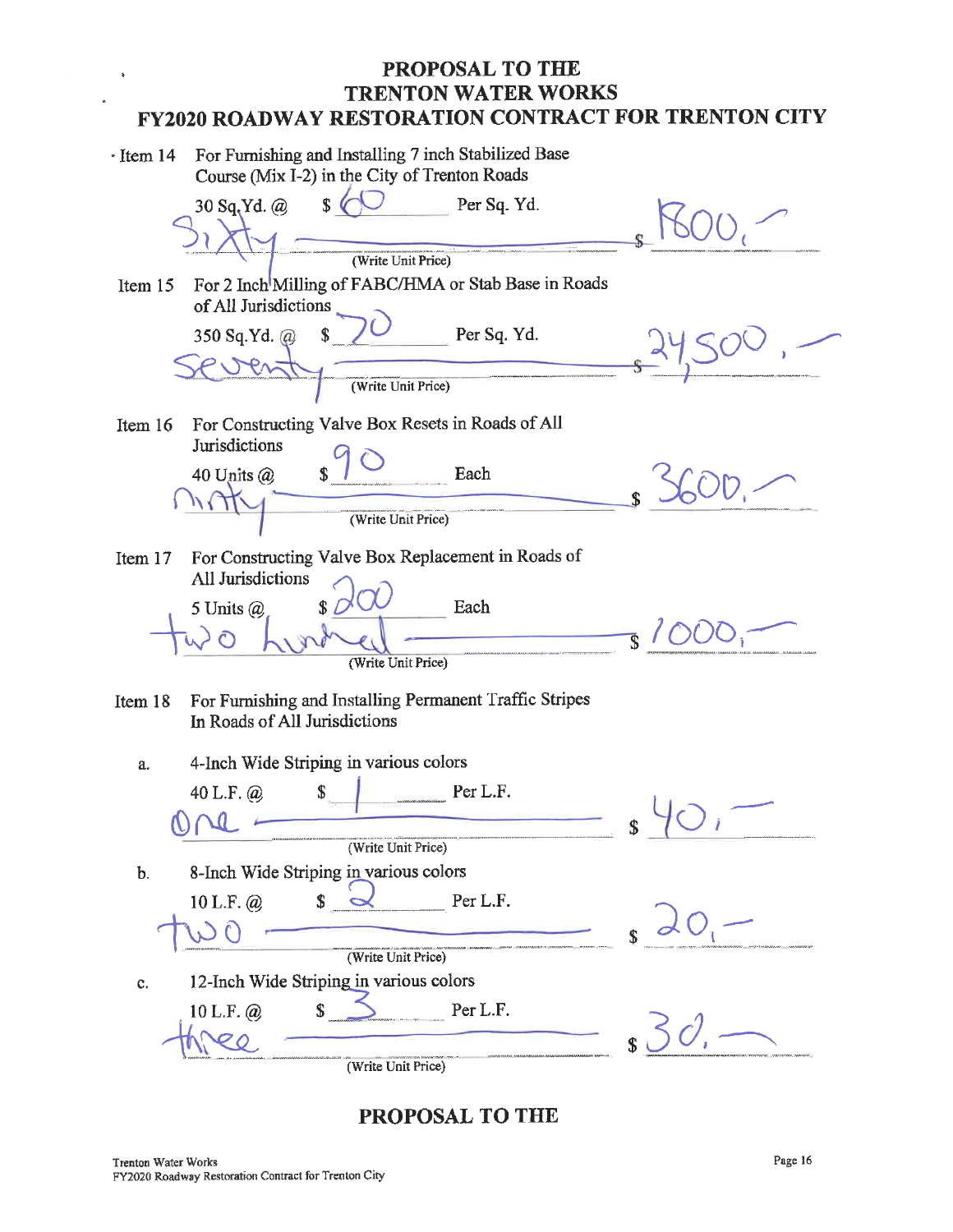# PROPOSAL TO THE TRENTON WATER WORKS FY2020 ROADWAY RESTORATION CONTRACT FOR TRENTON CITY

**Item 14** For Furnishing and Installing 7 inch Stabilized Base Course (Mix I-2) in the City of Trenton Roads

30 Sq.Yd. @ $ 60 Per Sq. Yd.

Sixty (Write Unit Price) $ 1800.—

**Item 15** For 2 Inch Milling of FABC/HMA or Stab Base in Roads of All Jurisdictions

350 Sq.Yd. @ $ 70 Per Sq. Yd.

Seventy (Write Unit Price) $ 24,500.—

**Item 16** For Constructing Valve Box Resets in Roads of All Jurisdictions

40 Units @ $ 90 Each

ninty (Write Unit Price) $ 3600.—

**Item 17** For Constructing Valve Box Replacement in Roads of All Jurisdictions

5 Units @ $ 200 Each

two hundred (Write Unit Price) $ 1000.—

**Item 18** For Furnishing and Installing Permanent Traffic Stripes In Roads of All Jurisdictions

a. 4-Inch Wide Striping in various colors

40 L.F. @ $ 1 Per L.F.

One (Write Unit Price) $ 40.—

b. 8-Inch Wide Striping in various colors

10 L.F. @ $ 2 Per L.F.

two (Write Unit Price) $ 20.—

c. 12-Inch Wide Striping in various colors

10 L.F. @ $ 3 Per L.F.

three (Write Unit Price) $ 30.—

## PROPOSAL TO THE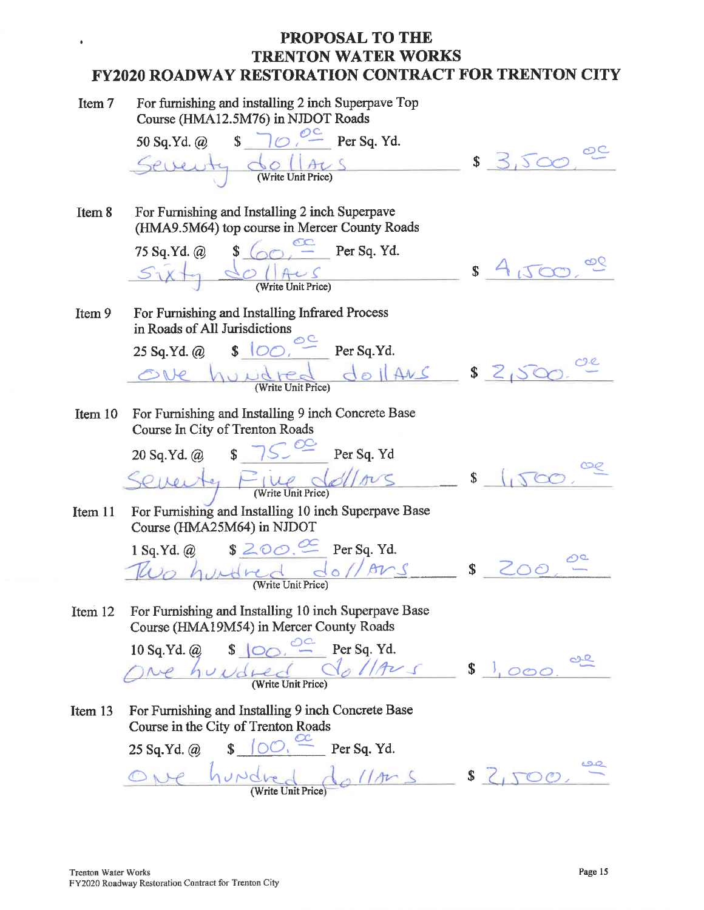# PROPOSAL TO THE TRENTON WATER WORKS
## FY2020 ROADWAY RESTORATION CONTRACT FOR TRENTON CITY

**Item 7** For furnishing and installing 2 inch Superpave Top Course (HMA12.5M76) in NJDOT Roads

50 Sq.Yd. @ $ 70.00 Per Sq. Yd.

Seventy dollars (Write Unit Price) $ 3,500.00

**Item 8** For Furnishing and Installing 2 inch Superpave (HMA9.5M64) top course in Mercer County Roads

75 Sq.Yd. @ $ 60.00 Per Sq. Yd.

Sixty dollars (Write Unit Price) $ 4,500.00

**Item 9** For Furnishing and Installing Infrared Process in Roads of All Jurisdictions

25 Sq.Yd. @ $ 100.00 Per Sq.Yd.

One hundred dollars (Write Unit Price) $ 2,500.00

**Item 10** For Furnishing and Installing 9 inch Concrete Base Course In City of Trenton Roads

20 Sq.Yd. @ $ 75.00 Per Sq. Yd

Seventy Five dollars (Write Unit Price) $ 1,500.00

**Item 11** For Furnishing and Installing 10 inch Superpave Base Course (HMA25M64) in NJDOT

1 Sq.Yd. @ $ 200.00 Per Sq. Yd.

Two hundred dollars (Write Unit Price) $ 200.00

**Item 12** For Furnishing and Installing 10 inch Superpave Base Course (HMA19M54) in Mercer County Roads

10 Sq.Yd. @ $ 100.00 Per Sq. Yd.

One hundred dollars (Write Unit Price) $ 1,000.00

**Item 13** For Furnishing and Installing 9 inch Concrete Base Course in the City of Trenton Roads

25 Sq.Yd. @ $ 100.00 Per Sq. Yd.

One hundred dollars (Write Unit Price) $ 2,500.00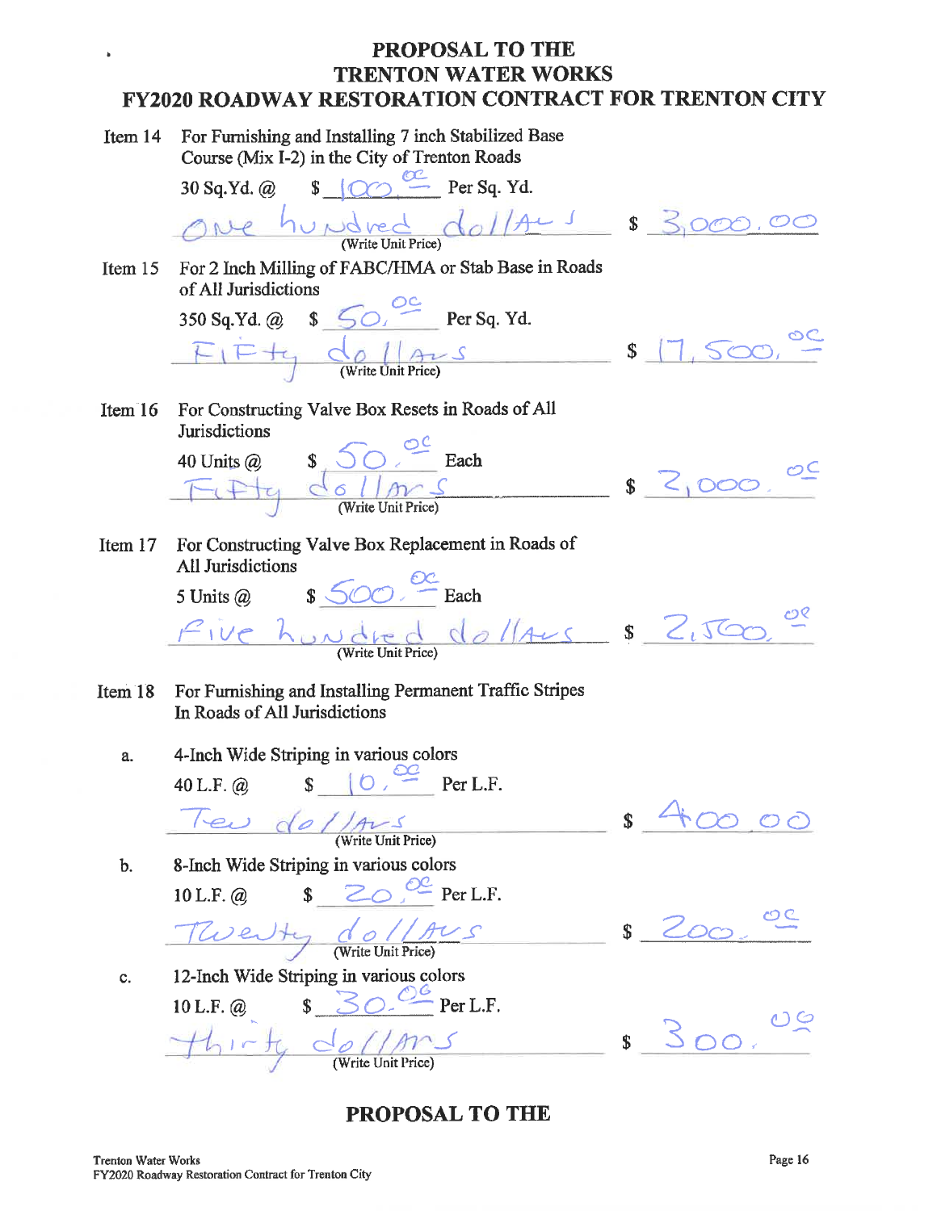# PROPOSAL TO THE TRENTON WATER WORKS FY2020 ROADWAY RESTORATION CONTRACT FOR TRENTON CITY

**Item 14** For Furnishing and Installing 7 inch Stabilized Base Course (Mix I-2) in the City of Trenton Roads

30 Sq.Yd. @ $ 100.00 Per Sq. Yd.

One hundred dollars (Write Unit Price) $ 3,000.00

**Item 15** For 2 Inch Milling of FABC/HMA or Stab Base in Roads of All Jurisdictions

350 Sq.Yd. @ $ 50.00 Per Sq. Yd.

Fifty dollars (Write Unit Price) $ 17,500.00

**Item 16** For Constructing Valve Box Resets in Roads of All Jurisdictions

40 Units @ $ 50.00 Each

Fifty dollars (Write Unit Price) $ 2,000.00

**Item 17** For Constructing Valve Box Replacement in Roads of All Jurisdictions

5 Units @ $ 500.00 Each

Five hundred dollars (Write Unit Price) $ 2,500.00

**Item 18** For Furnishing and Installing Permanent Traffic Stripes In Roads of All Jurisdictions

a. 4-Inch Wide Striping in various colors

40 L.F. @ $ 10.00 Per L.F.

Ten dollars (Write Unit Price) $ 400.00

b. 8-Inch Wide Striping in various colors

10 L.F. @ $ 20.00 Per L.F.

Twenty dollars (Write Unit Price) $ 200.00

c. 12-Inch Wide Striping in various colors

10 L.F. @ $ 30.00 Per L.F.

thirty dollars (Write Unit Price) $ 300.00

**PROPOSAL TO THE**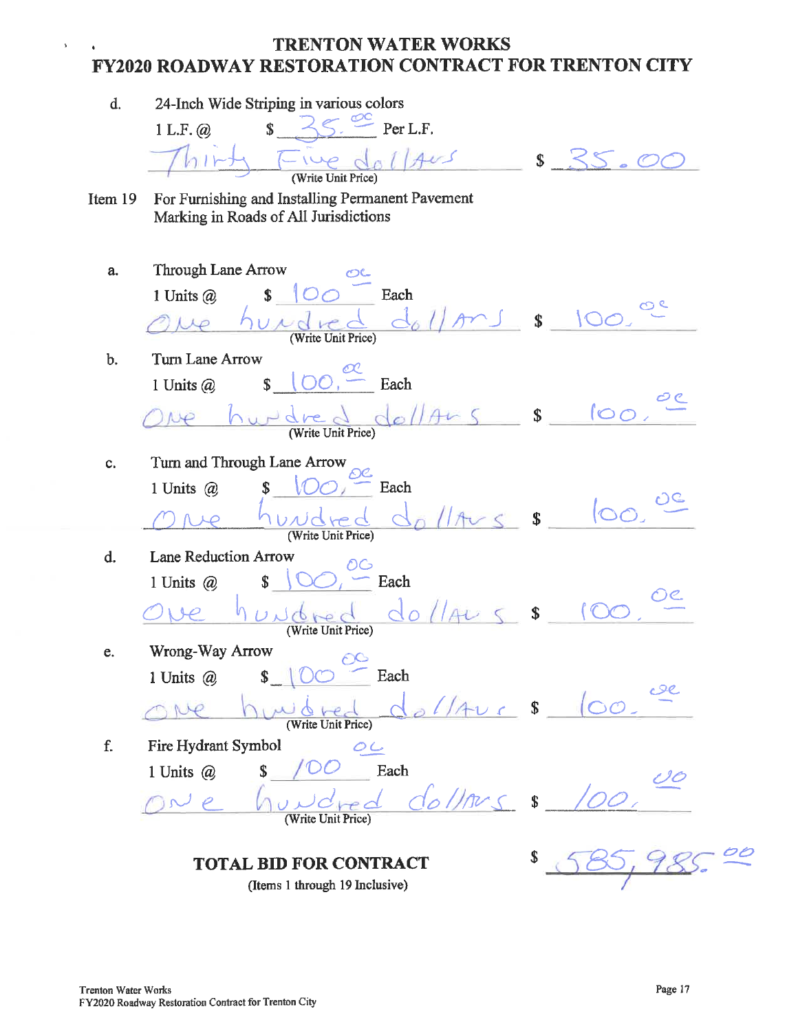# TRENTON WATER WORKS
## FY2020 ROADWAY RESTORATION CONTRACT FOR TRENTON CITY

d. 24-Inch Wide Striping in various colors

1 L.F. @ $ 35.00 Per L.F.

Thirty Five dollars (Write Unit Price) $ 35.00

Item 19 For Furnishing and Installing Permanent Pavement Marking in Roads of All Jurisdictions

a. Through Lane Arrow

1 Units @ $ 100.00 Each

One hundred dollars (Write Unit Price) $ 100.00

b. Turn Lane Arrow

1 Units @ $ 100.00 Each

One hundred dollars (Write Unit Price) $ 100.00

c. Turn and Through Lane Arrow

1 Units @ $ 100.00 Each

One hundred dollars (Write Unit Price) $ 100.00

d. Lane Reduction Arrow

1 Units @ $ 100.00 Each

One hundred dollars (Write Unit Price) $ 100.00

e. Wrong-Way Arrow

1 Units @ $ 100.00 Each

One hundred dollars (Write Unit Price) $ 100.00

f. Fire Hydrant Symbol

1 Units @ $ 100.00 Each

One hundred dollars (Write Unit Price) $ 100.00

**TOTAL BID FOR CONTRACT** $ 585,985.00

(Items 1 through 19 Inclusive)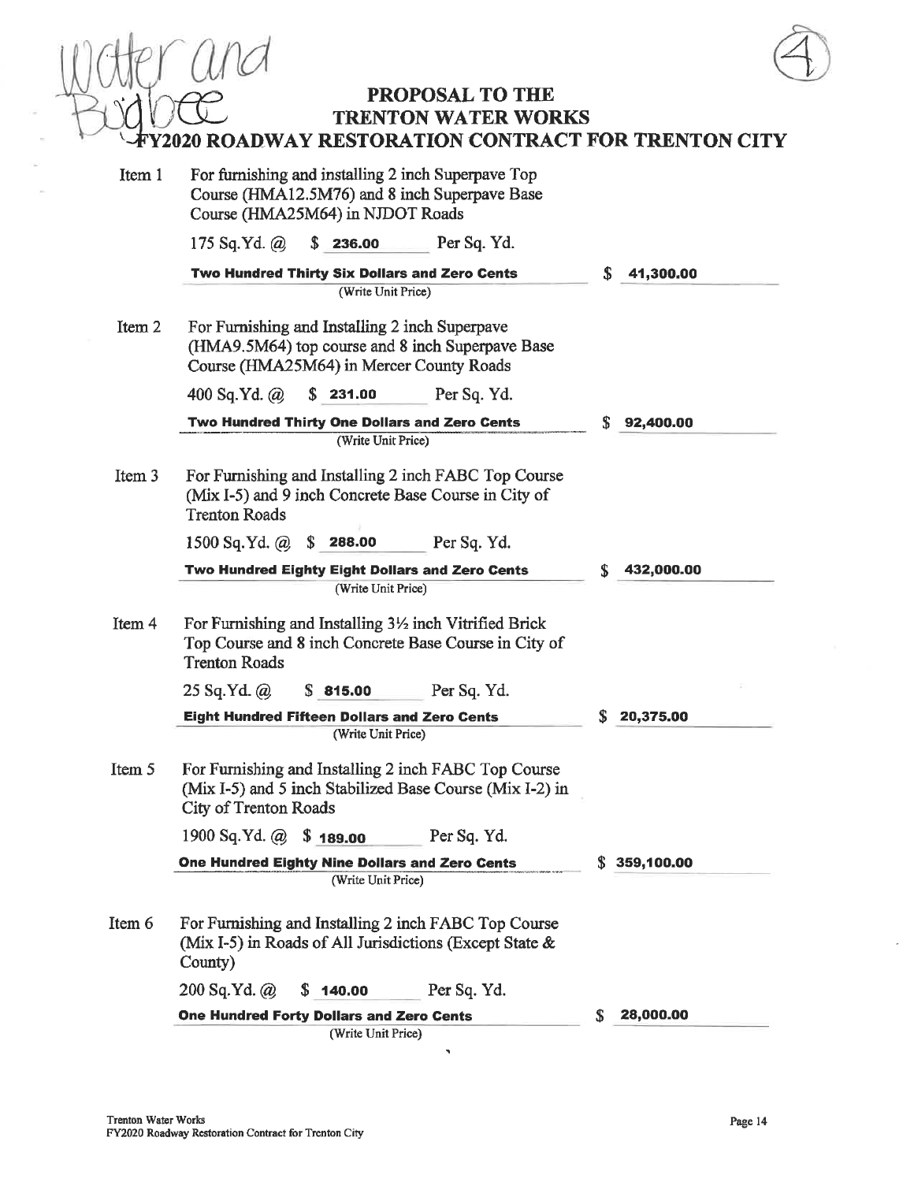Water and Bigbee

(4)

# PROPOSAL TO THE TRENTON WATER WORKS FY2020 ROADWAY RESTORATION CONTRACT FOR TRENTON CITY

**Item 1** For furnishing and installing 2 inch Superpave Top Course (HMA12.5M76) and 8 inch Superpave Base Course (HMA25M64) in NJDOT Roads

175 Sq.Yd. @ $ **236.00** Per Sq. Yd.

**Two Hundred Thirty Six Dollars and Zero Cents** $ **41,300.00**
(Write Unit Price)

**Item 2** For Furnishing and Installing 2 inch Superpave (HMA9.5M64) top course and 8 inch Superpave Base Course (HMA25M64) in Mercer County Roads

400 Sq.Yd. @ $ **231.00** Per Sq. Yd.

**Two Hundred Thirty One Dollars and Zero Cents** $ **92,400.00**
(Write Unit Price)

**Item 3** For Furnishing and Installing 2 inch FABC Top Course (Mix I-5) and 9 inch Concrete Base Course in City of Trenton Roads

1500 Sq.Yd. @ $ **288.00** Per Sq. Yd.

**Two Hundred Eighty Eight Dollars and Zero Cents** $ **432,000.00**
(Write Unit Price)

**Item 4** For Furnishing and Installing 3½ inch Vitrified Brick Top Course and 8 inch Concrete Base Course in City of Trenton Roads

25 Sq.Yd. @ $ **815.00** Per Sq. Yd.

**Eight Hundred Fifteen Dollars and Zero Cents** $ **20,375.00**
(Write Unit Price)

**Item 5** For Furnishing and Installing 2 inch FABC Top Course (Mix I-5) and 5 inch Stabilized Base Course (Mix I-2) in City of Trenton Roads

1900 Sq.Yd. @ $ **189.00** Per Sq. Yd.

**One Hundred Eighty Nine Dollars and Zero Cents** $ **359,100.00**
(Write Unit Price)

**Item 6** For Furnishing and Installing 2 inch FABC Top Course (Mix I-5) in Roads of All Jurisdictions (Except State & County)

200 Sq.Yd. @ $ **140.00** Per Sq. Yd.

**One Hundred Forty Dollars and Zero Cents** $ **28,000.00**
(Write Unit Price)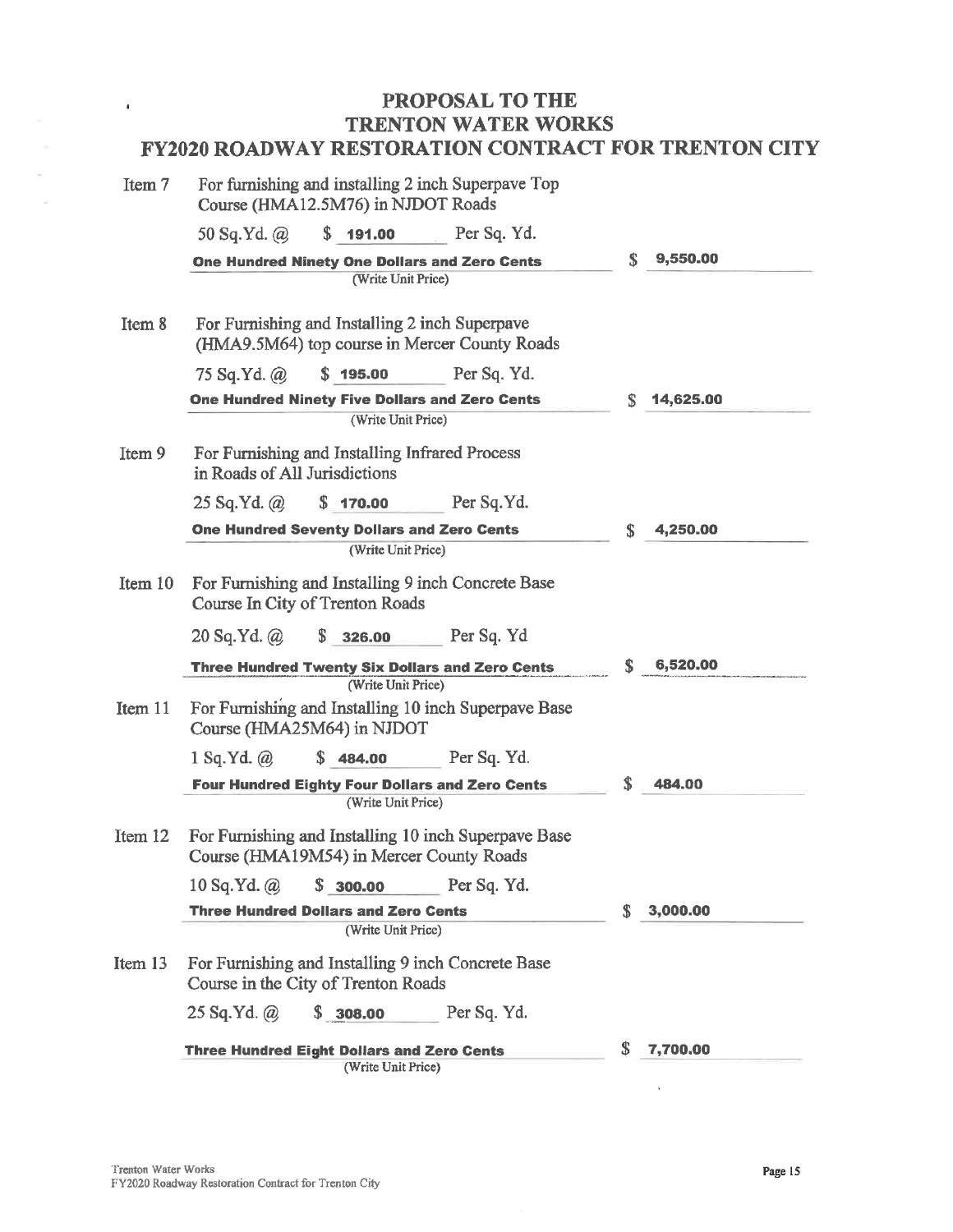# PROPOSAL TO THE TRENTON WATER WORKS
# FY2020 ROADWAY RESTORATION CONTRACT FOR TRENTON CITY

**Item 7** For furnishing and installing 2 inch Superpave Top Course (HMA12.5M76) in NJDOT Roads

50 Sq.Yd. @ $ **191.00** Per Sq. Yd.

**One Hundred Ninety One Dollars and Zero Cents** $ **9,550.00**

(Write Unit Price)

**Item 8** For Furnishing and Installing 2 inch Superpave (HMA9.5M64) top course in Mercer County Roads

75 Sq.Yd. @ $ **195.00** Per Sq. Yd.

**One Hundred Ninety Five Dollars and Zero Cents** $ **14,625.00**

(Write Unit Price)

**Item 9** For Furnishing and Installing Infrared Process in Roads of All Jurisdictions

25 Sq.Yd. @ $ **170.00** Per Sq.Yd.

**One Hundred Seventy Dollars and Zero Cents** $ **4,250.00**

(Write Unit Price)

**Item 10** For Furnishing and Installing 9 inch Concrete Base Course In City of Trenton Roads

20 Sq.Yd. @ $ **326.00** Per Sq. Yd

**Three Hundred Twenty Six Dollars and Zero Cents** $ **6,520.00**

(Write Unit Price)

**Item 11** For Furnishing and Installing 10 inch Superpave Base Course (HMA25M64) in NJDOT

1 Sq.Yd. @ $ **484.00** Per Sq. Yd.

**Four Hundred Eighty Four Dollars and Zero Cents** $ **484.00**

(Write Unit Price)

**Item 12** For Furnishing and Installing 10 inch Superpave Base Course (HMA19M54) in Mercer County Roads

10 Sq.Yd. @ $ **300.00** Per Sq. Yd.

**Three Hundred Dollars and Zero Cents** $ **3,000.00**

(Write Unit Price)

**Item 13** For Furnishing and Installing 9 inch Concrete Base Course in the City of Trenton Roads

25 Sq.Yd. @ $ **308.00** Per Sq. Yd.

**Three Hundred Eight Dollars and Zero Cents** $ **7,700.00**

(Write Unit Price)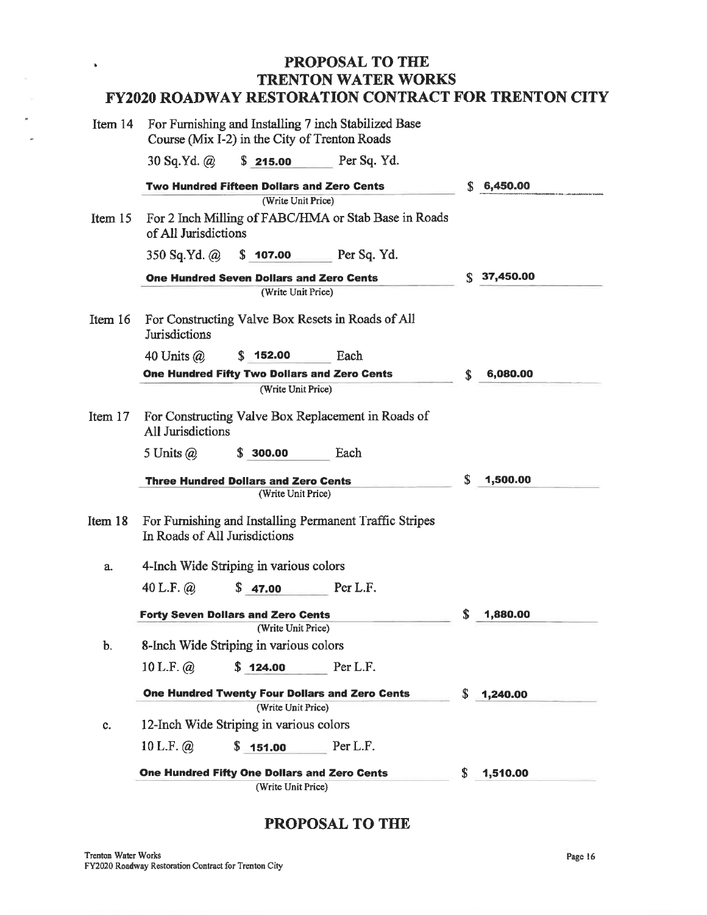# PROPOSAL TO THE
# TRENTON WATER WORKS
# FY2020 ROADWAY RESTORATION CONTRACT FOR TRENTON CITY

**Item 14** For Furnishing and Installing 7 inch Stabilized Base Course (Mix I-2) in the City of Trenton Roads

30 Sq.Yd. @ $ **215.00** Per Sq. Yd.

**Two Hundred Fifteen Dollars and Zero Cents** $ **6,450.00**

(Write Unit Price)

**Item 15** For 2 Inch Milling of FABC/HMA or Stab Base in Roads of All Jurisdictions

350 Sq.Yd. @ $ **107.00** Per Sq. Yd.

**One Hundred Seven Dollars and Zero Cents** $ **37,450.00**

(Write Unit Price)

**Item 16** For Constructing Valve Box Resets in Roads of All Jurisdictions

40 Units @ $ **152.00** Each

**One Hundred Fifty Two Dollars and Zero Cents** $ **6,080.00**

(Write Unit Price)

**Item 17** For Constructing Valve Box Replacement in Roads of All Jurisdictions

5 Units @ $ **300.00** Each

**Three Hundred Dollars and Zero Cents** $ **1,500.00**

(Write Unit Price)

**Item 18** For Furnishing and Installing Permanent Traffic Stripes In Roads of All Jurisdictions

a. 4-Inch Wide Striping in various colors

40 L.F. @ $ **47.00** Per L.F.

**Forty Seven Dollars and Zero Cents** $ **1,880.00**

(Write Unit Price)

b. 8-Inch Wide Striping in various colors

10 L.F. @ $ **124.00** Per L.F.

**One Hundred Twenty Four Dollars and Zero Cents** $ **1,240.00**

(Write Unit Price)

c. 12-Inch Wide Striping in various colors

10 L.F. @ $ **151.00** Per L.F.

**One Hundred Fifty One Dollars and Zero Cents** $ **1,510.00**

(Write Unit Price)

# PROPOSAL TO THE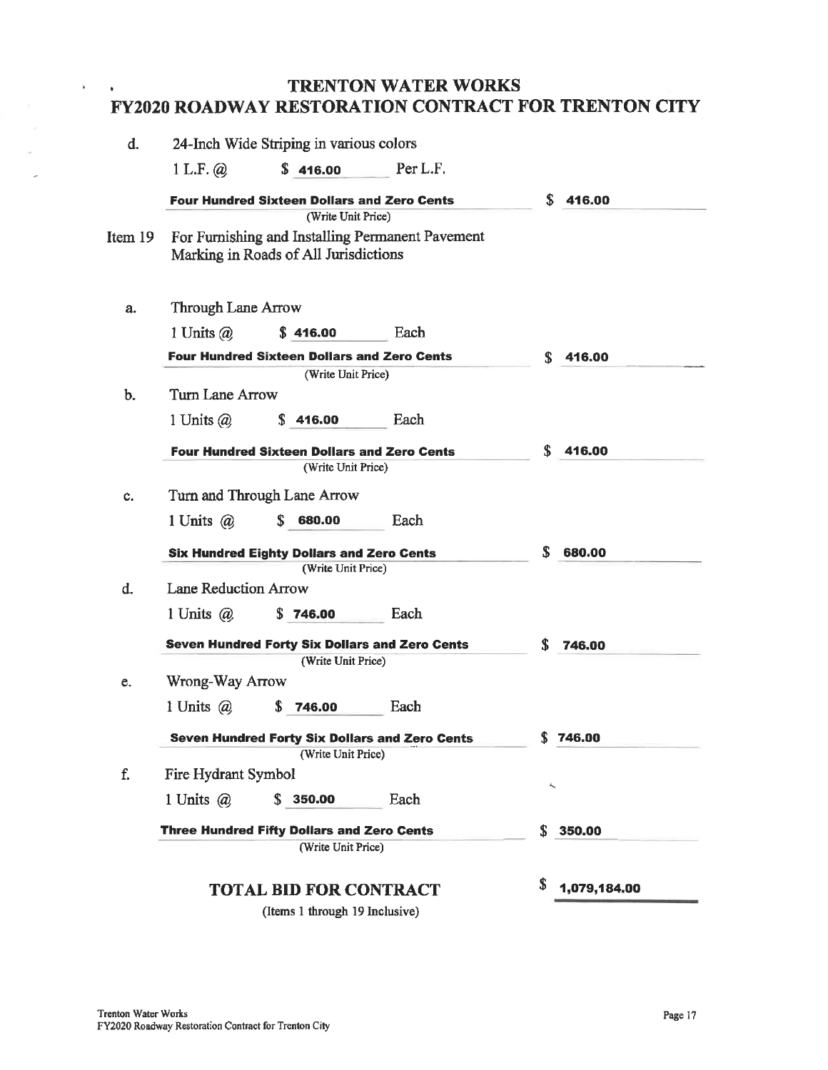# TRENTON WATER WORKS
## FY2020 ROADWAY RESTORATION CONTRACT FOR TRENTON CITY

d. 24-Inch Wide Striping in various colors

1 L.F. @ $ **416.00** Per L.F.

**Four Hundred Sixteen Dollars and Zero Cents** $ **416.00**

(Write Unit Price)

Item 19 For Furnishing and Installing Permanent Pavement Marking in Roads of All Jurisdictions

a. Through Lane Arrow

1 Units @ $ **416.00** Each

**Four Hundred Sixteen Dollars and Zero Cents** $ **416.00**

(Write Unit Price)

b. Turn Lane Arrow

1 Units @ $ **416.00** Each

**Four Hundred Sixteen Dollars and Zero Cents** $ **416.00**

(Write Unit Price)

c. Turn and Through Lane Arrow

1 Units @ $ **680.00** Each

**Six Hundred Eighty Dollars and Zero Cents** $ **680.00**

(Write Unit Price)

d. Lane Reduction Arrow

1 Units @ $ **746.00** Each

**Seven Hundred Forty Six Dollars and Zero Cents** $ **746.00**

(Write Unit Price)

e. Wrong-Way Arrow

1 Units @ $ **746.00** Each

**Seven Hundred Forty Six Dollars and Zero Cents** $ **746.00**

(Write Unit Price)

f. Fire Hydrant Symbol

1 Units @ $ **350.00** Each

**Three Hundred Fifty Dollars and Zero Cents** $ **350.00**

(Write Unit Price)

**TOTAL BID FOR CONTRACT** $ **1,079,184.00**

(Items 1 through 19 Inclusive)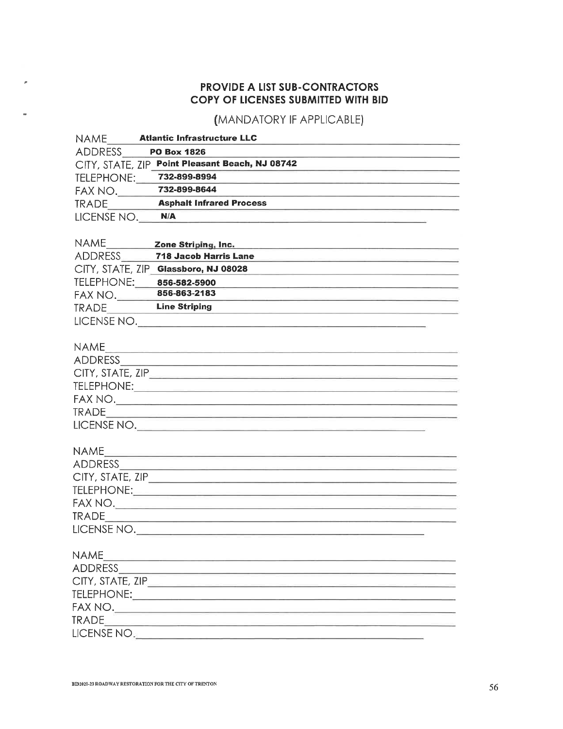## PROVIDE A LIST SUB-CONTRACTORS
## COPY OF LICENSES SUBMITTED WITH BID

(MANDATORY IF APPLICABLE)

NAME **Atlantic Infrastructure LLC**
ADDRESS **PO Box 1826**
CITY, STATE, ZIP **Point Pleasant Beach, NJ 08742**
TELEPHONE: **732-899-8994**
FAX NO. **732-899-8644**
TRADE **Asphalt Infrared Process**
LICENSE NO. **N/A**

NAME **Zone Striping, Inc.**
ADDRESS **718 Jacob Harris Lane**
CITY, STATE, ZIP **Glassboro, NJ 08028**
TELEPHONE: **856-582-5900**
FAX NO. **856-863-2183**
TRADE **Line Striping**
LICENSE NO.

NAME
ADDRESS
CITY, STATE, ZIP
TELEPHONE:
FAX NO.
TRADE
LICENSE NO.

NAME
ADDRESS
CITY, STATE, ZIP
TELEPHONE:
FAX NO.
TRADE
LICENSE NO.

NAME
ADDRESS
CITY, STATE, ZIP
TELEPHONE:
FAX NO.
TRADE
LICENSE NO.